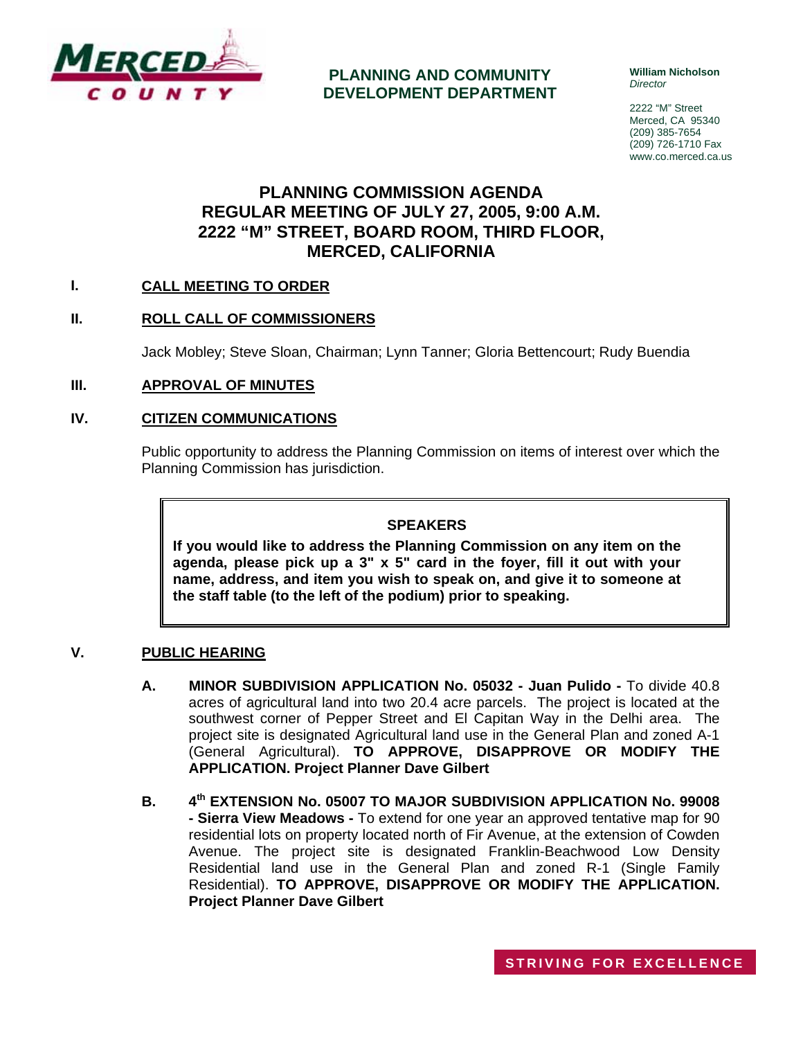**PLANNING AND COMMUNITY DEVELOPMENT DEPARTMENT**

**William Nicholson**
*Director*

2222 "M" Street
Merced, CA 95340
(209) 385-7654
(209) 726-1710 Fax
www.co.merced.ca.us

# PLANNING COMMISSION AGENDA
# REGULAR MEETING OF JULY 27, 2005, 9:00 A.M.
# 2222 "M" STREET, BOARD ROOM, THIRD FLOOR, MERCED, CALIFORNIA

## I. CALL MEETING TO ORDER

## II. ROLL CALL OF COMMISSIONERS

Jack Mobley; Steve Sloan, Chairman; Lynn Tanner; Gloria Bettencourt; Rudy Buendia

## III. APPROVAL OF MINUTES

## IV. CITIZEN COMMUNICATIONS

Public opportunity to address the Planning Commission on items of interest over which the Planning Commission has jurisdiction.

> **SPEAKERS**
>
> **If you would like to address the Planning Commission on any item on the agenda, please pick up a 3" x 5" card in the foyer, fill it out with your name, address, and item you wish to speak on, and give it to someone at the staff table (to the left of the podium) prior to speaking.**

## V. PUBLIC HEARING

**A. MINOR SUBDIVISION APPLICATION No. 05032 - Juan Pulido -** To divide 40.8 acres of agricultural land into two 20.4 acre parcels. The project is located at the southwest corner of Pepper Street and El Capitan Way in the Delhi area. The project site is designated Agricultural land use in the General Plan and zoned A-1 (General Agricultural). **TO APPROVE, DISAPPROVE OR MODIFY THE APPLICATION. Project Planner Dave Gilbert**

**B. 4th EXTENSION No. 05007 TO MAJOR SUBDIVISION APPLICATION No. 99008 - Sierra View Meadows -** To extend for one year an approved tentative map for 90 residential lots on property located north of Fir Avenue, at the extension of Cowden Avenue. The project site is designated Franklin-Beachwood Low Density Residential land use in the General Plan and zoned R-1 (Single Family Residential). **TO APPROVE, DISAPPROVE OR MODIFY THE APPLICATION. Project Planner Dave Gilbert**

STRIVING FOR EXCELLENCE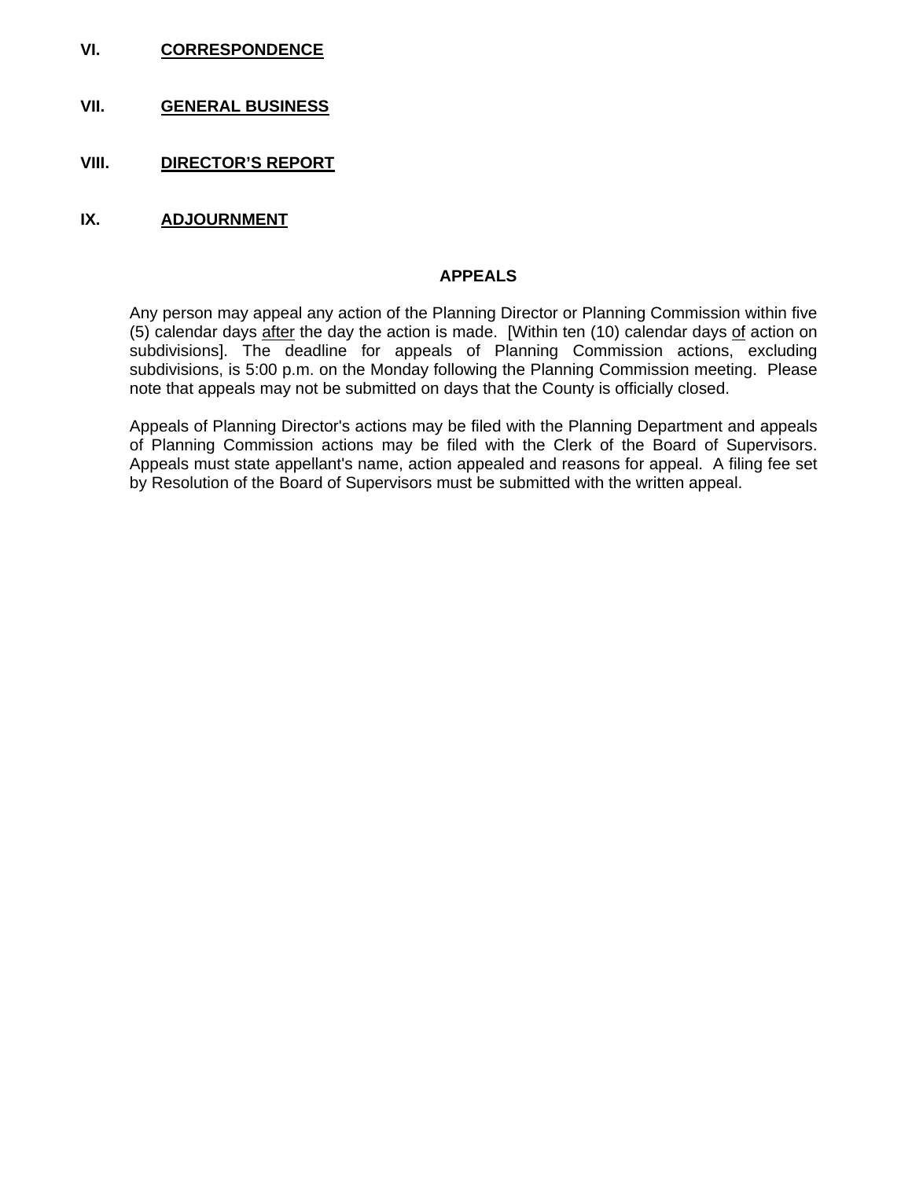## VI. **CORRESPONDENCE**

## VII. **GENERAL BUSINESS**

## VIII. **DIRECTOR'S REPORT**

## IX. **ADJOURNMENT**

### APPEALS

Any person may appeal any action of the Planning Director or Planning Commission within five (5) calendar days after the day the action is made. [Within ten (10) calendar days of action on subdivisions]. The deadline for appeals of Planning Commission actions, excluding subdivisions, is 5:00 p.m. on the Monday following the Planning Commission meeting. Please note that appeals may not be submitted on days that the County is officially closed.

Appeals of Planning Director's actions may be filed with the Planning Department and appeals of Planning Commission actions may be filed with the Clerk of the Board of Supervisors. Appeals must state appellant's name, action appealed and reasons for appeal. A filing fee set by Resolution of the Board of Supervisors must be submitted with the written appeal.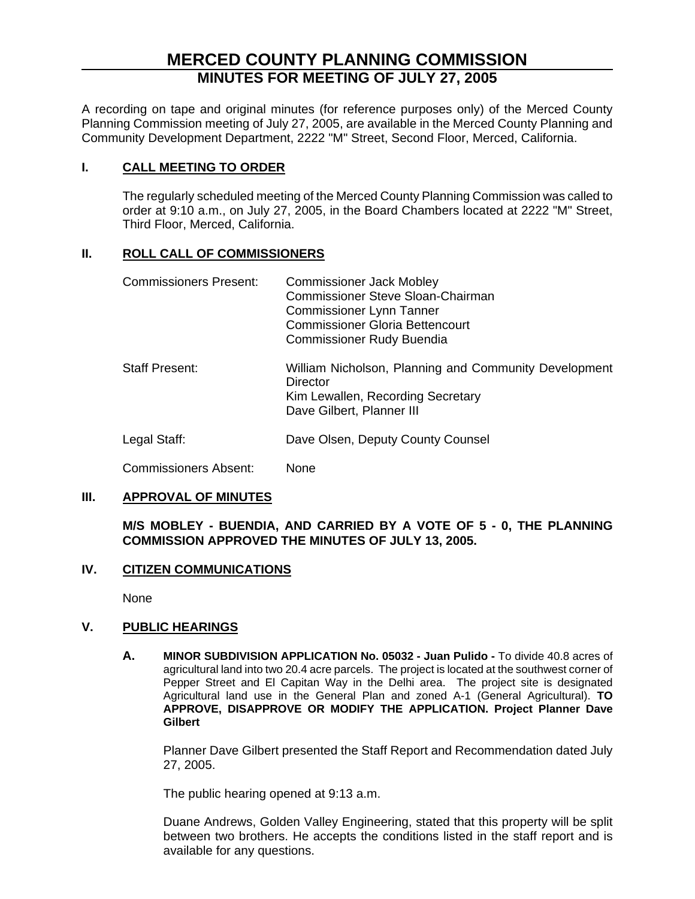# MERCED COUNTY PLANNING COMMISSION

## MINUTES FOR MEETING OF JULY 27, 2005

A recording on tape and original minutes (for reference purposes only) of the Merced County Planning Commission meeting of July 27, 2005, are available in the Merced County Planning and Community Development Department, 2222 "M" Street, Second Floor, Merced, California.

### I. CALL MEETING TO ORDER

The regularly scheduled meeting of the Merced County Planning Commission was called to order at 9:10 a.m., on July 27, 2005, in the Board Chambers located at 2222 "M" Street, Third Floor, Merced, California.

### II. ROLL CALL OF COMMISSIONERS

Commissioners Present:
- Commissioner Jack Mobley
- Commissioner Steve Sloan-Chairman
- Commissioner Lynn Tanner
- Commissioner Gloria Bettencourt
- Commissioner Rudy Buendia

Staff Present:
- William Nicholson, Planning and Community Development Director
- Kim Lewallen, Recording Secretary
- Dave Gilbert, Planner III

Legal Staff: Dave Olsen, Deputy County Counsel

Commissioners Absent: None

### III. APPROVAL OF MINUTES

**M/S MOBLEY - BUENDIA, AND CARRIED BY A VOTE OF 5 - 0, THE PLANNING COMMISSION APPROVED THE MINUTES OF JULY 13, 2005.**

### IV. CITIZEN COMMUNICATIONS

None

### V. PUBLIC HEARINGS

**A. MINOR SUBDIVISION APPLICATION No. 05032 - Juan Pulido -** To divide 40.8 acres of agricultural land into two 20.4 acre parcels. The project is located at the southwest corner of Pepper Street and El Capitan Way in the Delhi area. The project site is designated Agricultural land use in the General Plan and zoned A-1 (General Agricultural). **TO APPROVE, DISAPPROVE OR MODIFY THE APPLICATION. Project Planner Dave Gilbert**

Planner Dave Gilbert presented the Staff Report and Recommendation dated July 27, 2005.

The public hearing opened at 9:13 a.m.

Duane Andrews, Golden Valley Engineering, stated that this property will be split between two brothers. He accepts the conditions listed in the staff report and is available for any questions.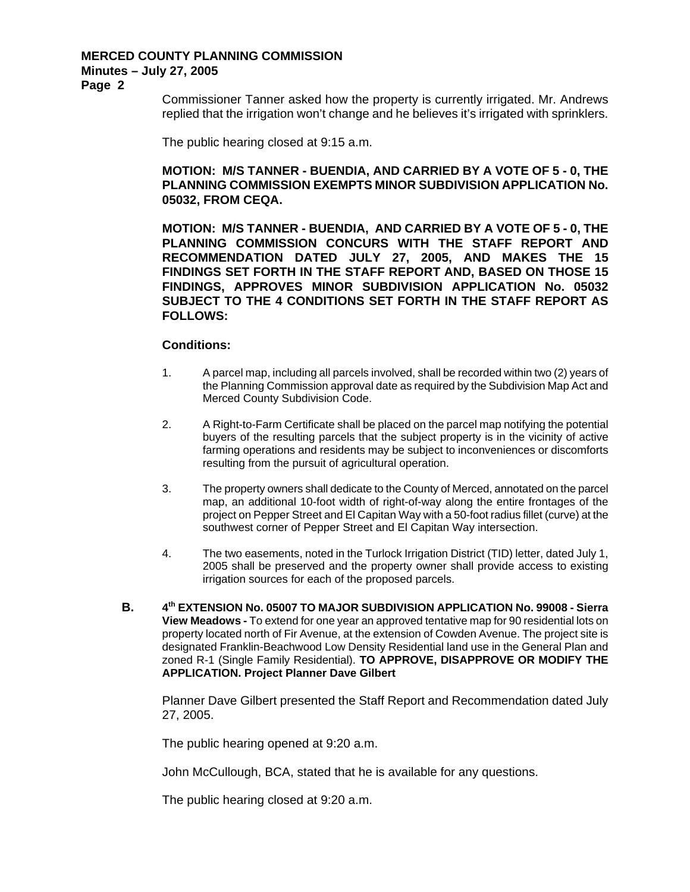Commissioner Tanner asked how the property is currently irrigated. Mr. Andrews replied that the irrigation won't change and he believes it's irrigated with sprinklers.

The public hearing closed at 9:15 a.m.

**MOTION: M/S TANNER - BUENDIA, AND CARRIED BY A VOTE OF 5 - 0, THE PLANNING COMMISSION EXEMPTS MINOR SUBDIVISION APPLICATION No. 05032, FROM CEQA.**

**MOTION: M/S TANNER - BUENDIA, AND CARRIED BY A VOTE OF 5 - 0, THE PLANNING COMMISSION CONCURS WITH THE STAFF REPORT AND RECOMMENDATION DATED JULY 27, 2005, AND MAKES THE 15 FINDINGS SET FORTH IN THE STAFF REPORT AND, BASED ON THOSE 15 FINDINGS, APPROVES MINOR SUBDIVISION APPLICATION No. 05032 SUBJECT TO THE 4 CONDITIONS SET FORTH IN THE STAFF REPORT AS FOLLOWS:**

**Conditions:**

1. A parcel map, including all parcels involved, shall be recorded within two (2) years of the Planning Commission approval date as required by the Subdivision Map Act and Merced County Subdivision Code.

2. A Right-to-Farm Certificate shall be placed on the parcel map notifying the potential buyers of the resulting parcels that the subject property is in the vicinity of active farming operations and residents may be subject to inconveniences or discomforts resulting from the pursuit of agricultural operation.

3. The property owners shall dedicate to the County of Merced, annotated on the parcel map, an additional 10-foot width of right-of-way along the entire frontages of the project on Pepper Street and El Capitan Way with a 50-foot radius fillet (curve) at the southwest corner of Pepper Street and El Capitan Way intersection.

4. The two easements, noted in the Turlock Irrigation District (TID) letter, dated July 1, 2005 shall be preserved and the property owner shall provide access to existing irrigation sources for each of the proposed parcels.

**B. 4th EXTENSION No. 05007 TO MAJOR SUBDIVISION APPLICATION No. 99008 - Sierra View Meadows -** To extend for one year an approved tentative map for 90 residential lots on property located north of Fir Avenue, at the extension of Cowden Avenue. The project site is designated Franklin-Beachwood Low Density Residential land use in the General Plan and zoned R-1 (Single Family Residential). **TO APPROVE, DISAPPROVE OR MODIFY THE APPLICATION. Project Planner Dave Gilbert**

Planner Dave Gilbert presented the Staff Report and Recommendation dated July 27, 2005.

The public hearing opened at 9:20 a.m.

John McCullough, BCA, stated that he is available for any questions.

The public hearing closed at 9:20 a.m.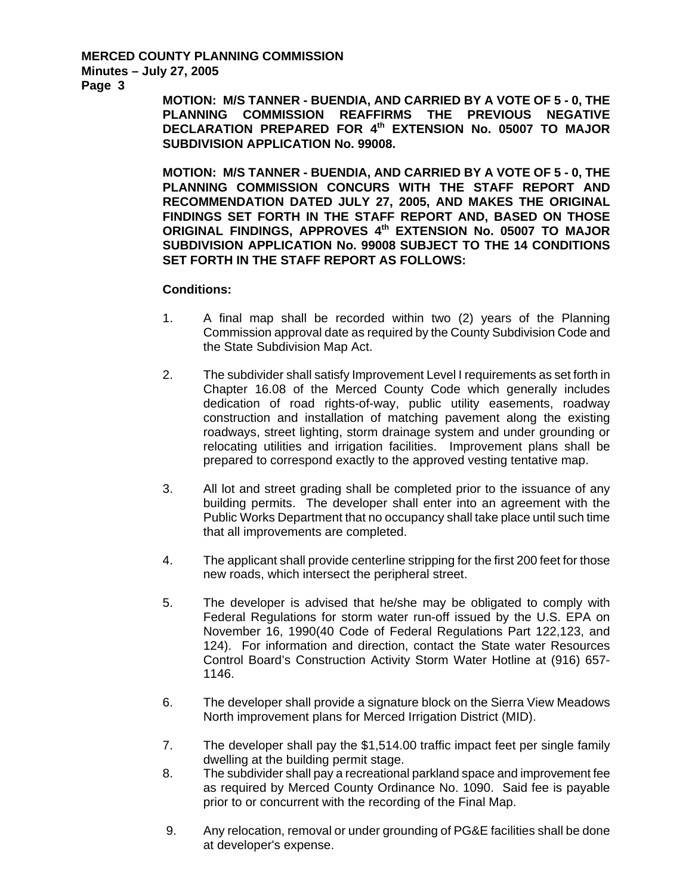**MOTION: M/S TANNER - BUENDIA, AND CARRIED BY A VOTE OF 5 - 0, THE PLANNING COMMISSION REAFFIRMS THE PREVIOUS NEGATIVE DECLARATION PREPARED FOR 4th EXTENSION No. 05007 TO MAJOR SUBDIVISION APPLICATION No. 99008.**

**MOTION: M/S TANNER - BUENDIA, AND CARRIED BY A VOTE OF 5 - 0, THE PLANNING COMMISSION CONCURS WITH THE STAFF REPORT AND RECOMMENDATION DATED JULY 27, 2005, AND MAKES THE ORIGINAL FINDINGS SET FORTH IN THE STAFF REPORT AND, BASED ON THOSE ORIGINAL FINDINGS, APPROVES 4th EXTENSION No. 05007 TO MAJOR SUBDIVISION APPLICATION No. 99008 SUBJECT TO THE 14 CONDITIONS SET FORTH IN THE STAFF REPORT AS FOLLOWS:**

**Conditions:**

1. A final map shall be recorded within two (2) years of the Planning Commission approval date as required by the County Subdivision Code and the State Subdivision Map Act.

2. The subdivider shall satisfy Improvement Level I requirements as set forth in Chapter 16.08 of the Merced County Code which generally includes dedication of road rights-of-way, public utility easements, roadway construction and installation of matching pavement along the existing roadways, street lighting, storm drainage system and under grounding or relocating utilities and irrigation facilities. Improvement plans shall be prepared to correspond exactly to the approved vesting tentative map.

3. All lot and street grading shall be completed prior to the issuance of any building permits. The developer shall enter into an agreement with the Public Works Department that no occupancy shall take place until such time that all improvements are completed.

4. The applicant shall provide centerline stripping for the first 200 feet for those new roads, which intersect the peripheral street.

5. The developer is advised that he/she may be obligated to comply with Federal Regulations for storm water run-off issued by the U.S. EPA on November 16, 1990(40 Code of Federal Regulations Part 122,123, and 124). For information and direction, contact the State water Resources Control Board's Construction Activity Storm Water Hotline at (916) 657-1146.

6. The developer shall provide a signature block on the Sierra View Meadows North improvement plans for Merced Irrigation District (MID).

7. The developer shall pay the $1,514.00 traffic impact feet per single family dwelling at the building permit stage.

8. The subdivider shall pay a recreational parkland space and improvement fee as required by Merced County Ordinance No. 1090. Said fee is payable prior to or concurrent with the recording of the Final Map.

9. Any relocation, removal or under grounding of PG&E facilities shall be done at developer's expense.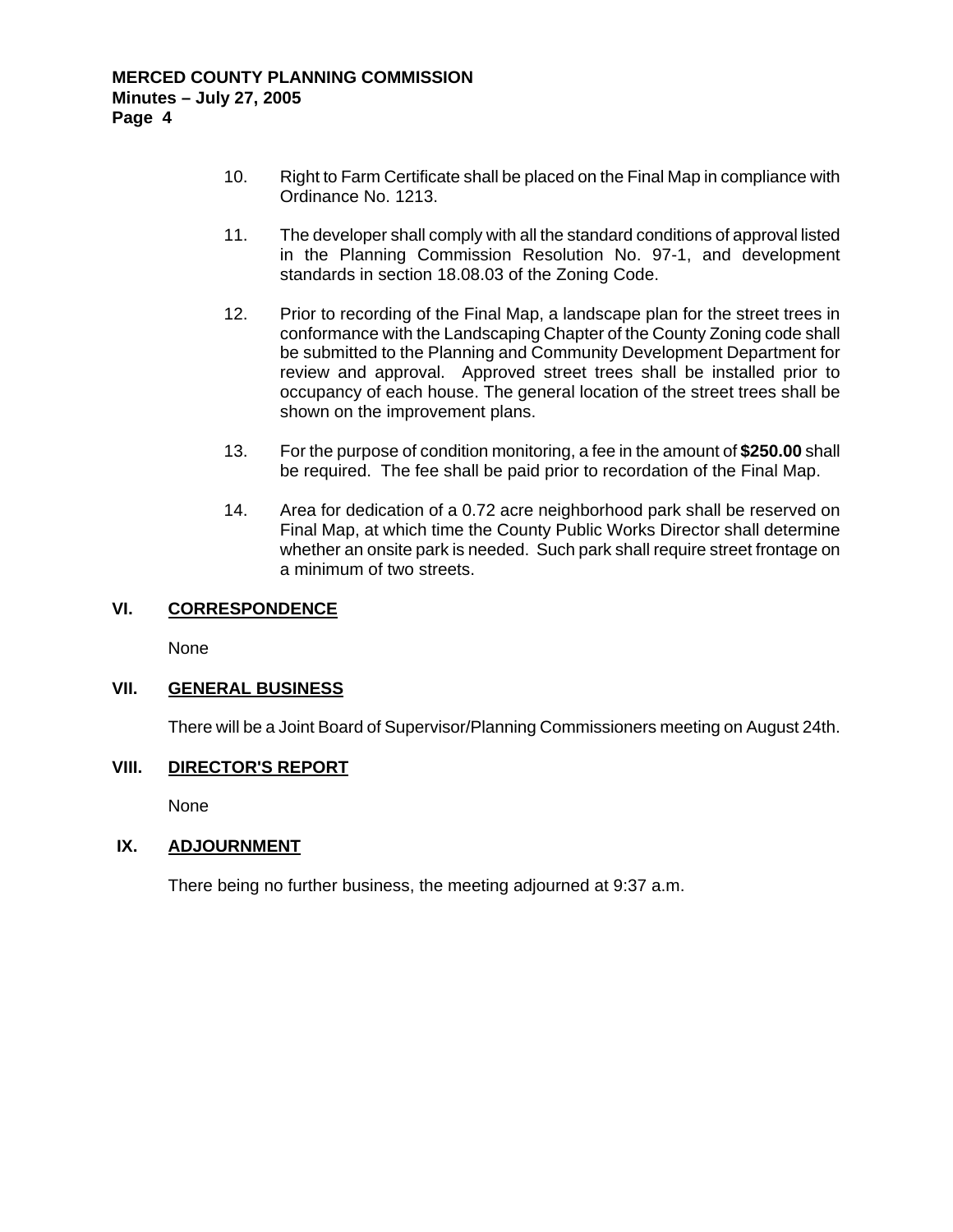10. Right to Farm Certificate shall be placed on the Final Map in compliance with Ordinance No. 1213.

11. The developer shall comply with all the standard conditions of approval listed in the Planning Commission Resolution No. 97-1, and development standards in section 18.08.03 of the Zoning Code.

12. Prior to recording of the Final Map, a landscape plan for the street trees in conformance with the Landscaping Chapter of the County Zoning code shall be submitted to the Planning and Community Development Department for review and approval. Approved street trees shall be installed prior to occupancy of each house. The general location of the street trees shall be shown on the improvement plans.

13. For the purpose of condition monitoring, a fee in the amount of **$250.00** shall be required. The fee shall be paid prior to recordation of the Final Map.

14. Area for dedication of a 0.72 acre neighborhood park shall be reserved on Final Map, at which time the County Public Works Director shall determine whether an onsite park is needed. Such park shall require street frontage on a minimum of two streets.

## VI. CORRESPONDENCE

None

## VII. GENERAL BUSINESS

There will be a Joint Board of Supervisor/Planning Commissioners meeting on August 24th.

## VIII. DIRECTOR'S REPORT

None

## IX. ADJOURNMENT

There being no further business, the meeting adjourned at 9:37 a.m.